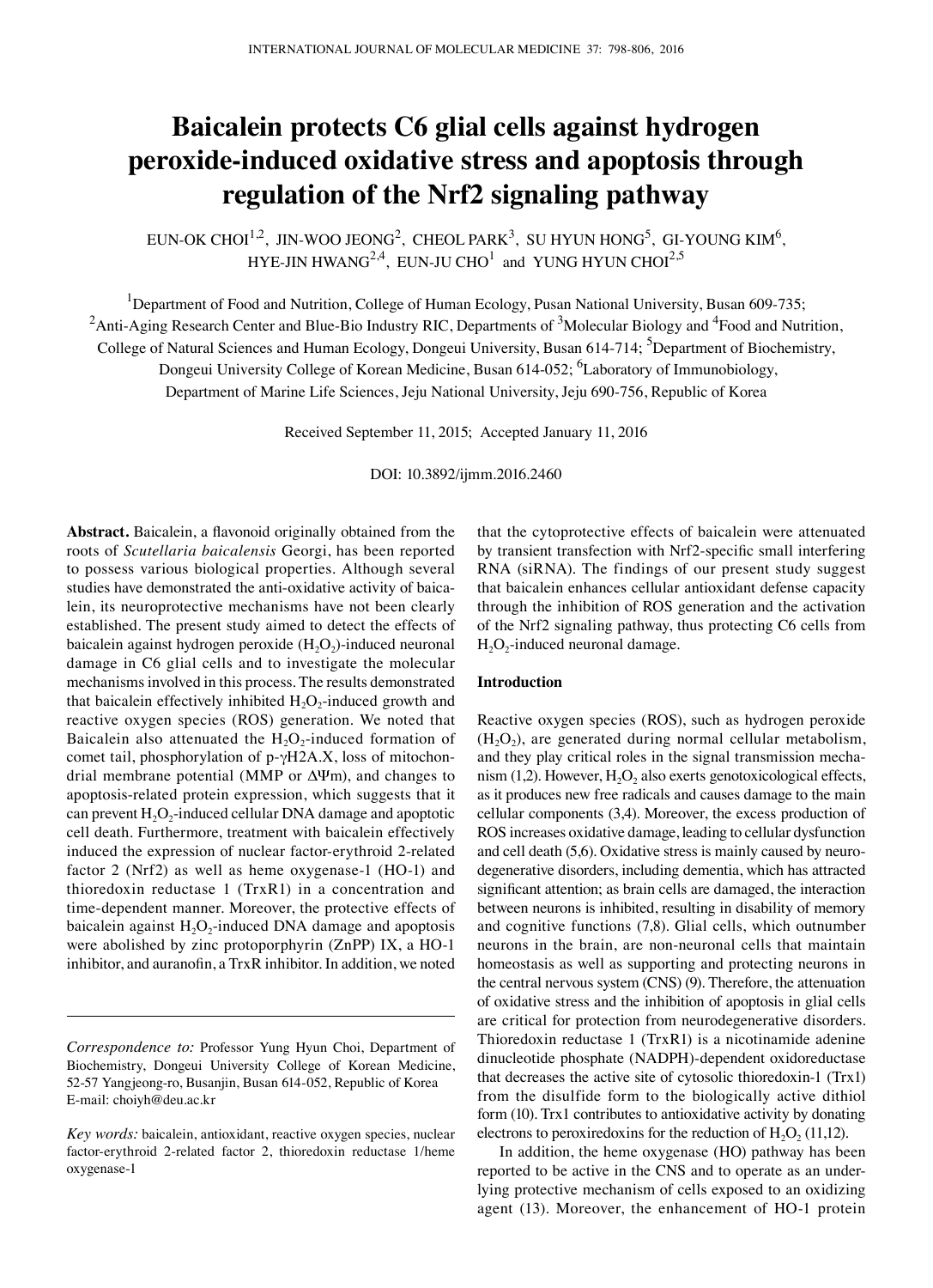# Baicalein protects C6 glial cells against hydrogen peroxide-induced oxidative stress and apoptosis through regulation of the Nrf2 signaling pathway

EUN-OK CHOI[1,2], JIN-WOO JEONG[2], CHEOL PARK[3], SU HYUN HONG[5], GI-YOUNG KIM[6], HYE-JIN HWANG[2,4], EUN-JU CHO[1] and YUNG HYUN CHOI[2,5]

[1]Department of Food and Nutrition, College of Human Ecology, Pusan National University, Busan 609-735; [2]Anti-Aging Research Center and Blue-Bio Industry RIC, Departments of [3]Molecular Biology and [4]Food and Nutrition, College of Natural Sciences and Human Ecology, Dongeui University, Busan 614-714; [5]Department of Biochemistry, Dongeui University College of Korean Medicine, Busan 614-052; [6]Laboratory of Immunobiology, Department of Marine Life Sciences, Jeju National University, Jeju 690-756, Republic of Korea

Received September 11, 2015; Accepted January 11, 2016

DOI: 10.3892/ijmm.2016.2460

**Abstract.** Baicalein, a flavonoid originally obtained from the roots of *Scutellaria baicalensis* Georgi, has been reported to possess various biological properties. Although several studies have demonstrated the anti-oxidative activity of baicalein, its neuroprotective mechanisms have not been clearly established. The present study aimed to detect the effects of baicalein against hydrogen peroxide ($H_2O_2$)-induced neuronal damage in C6 glial cells and to investigate the molecular mechanisms involved in this process. The results demonstrated that baicalein effectively inhibited $H_2O_2$-induced growth and reactive oxygen species (ROS) generation. We noted that Baicalein also attenuated the $H_2O_2$-induced formation of comet tail, phosphorylation of p-γH2A.X, loss of mitochondrial membrane potential (MMP or ΔΨm), and changes to apoptosis-related protein expression, which suggests that it can prevent $H_2O_2$-induced cellular DNA damage and apoptotic cell death. Furthermore, treatment with baicalein effectively induced the expression of nuclear factor-erythroid 2-related factor 2 (Nrf2) as well as heme oxygenase-1 (HO-1) and thioredoxin reductase 1 (TrxR1) in a concentration and time-dependent manner. Moreover, the protective effects of baicalein against $H_2O_2$-induced DNA damage and apoptosis were abolished by zinc protoporphyrin (ZnPP) IX, a HO-1 inhibitor, and auranofin, a TrxR inhibitor. In addition, we noted that the cytoprotective effects of baicalein were attenuated by transient transfection with Nrf2-specific small interfering RNA (siRNA). The findings of our present study suggest that baicalein enhances cellular antioxidant defense capacity through the inhibition of ROS generation and the activation of the Nrf2 signaling pathway, thus protecting C6 cells from $H_2O_2$-induced neuronal damage.

*Correspondence to:* Professor Yung Hyun Choi, Department of Biochemistry, Dongeui University College of Korean Medicine, 52-57 Yangjeong-ro, Busanjin, Busan 614-052, Republic of Korea
E-mail: choiyh@deu.ac.kr

*Key words:* baicalein, antioxidant, reactive oxygen species, nuclear factor-erythroid 2-related factor 2, thioredoxin reductase 1/heme oxygenase-1

## Introduction

Reactive oxygen species (ROS), such as hydrogen peroxide ($H_2O_2$), are generated during normal cellular metabolism, and they play critical roles in the signal transmission mechanism (1,2). However, $H_2O_2$ also exerts genotoxicological effects, as it produces new free radicals and causes damage to the main cellular components (3,4). Moreover, the excess production of ROS increases oxidative damage, leading to cellular dysfunction and cell death (5,6). Oxidative stress is mainly caused by neurodegenerative disorders, including dementia, which has attracted significant attention; as brain cells are damaged, the interaction between neurons is inhibited, resulting in disability of memory and cognitive functions (7,8). Glial cells, which outnumber neurons in the brain, are non-neuronal cells that maintain homeostasis as well as supporting and protecting neurons in the central nervous system (CNS) (9). Therefore, the attenuation of oxidative stress and the inhibition of apoptosis in glial cells are critical for protection from neurodegenerative disorders. Thioredoxin reductase 1 (TrxR1) is a nicotinamide adenine dinucleotide phosphate (NADPH)-dependent oxidoreductase that decreases the active site of cytosolic thioredoxin-1 (Trx1) from the disulfide form to the biologically active dithiol form (10). Trx1 contributes to antioxidative activity by donating electrons to peroxiredoxins for the reduction of $H_2O_2$ (11,12).

In addition, the heme oxygenase (HO) pathway has been reported to be active in the CNS and to operate as an underlying protective mechanism of cells exposed to an oxidizing agent (13). Moreover, the enhancement of HO-1 protein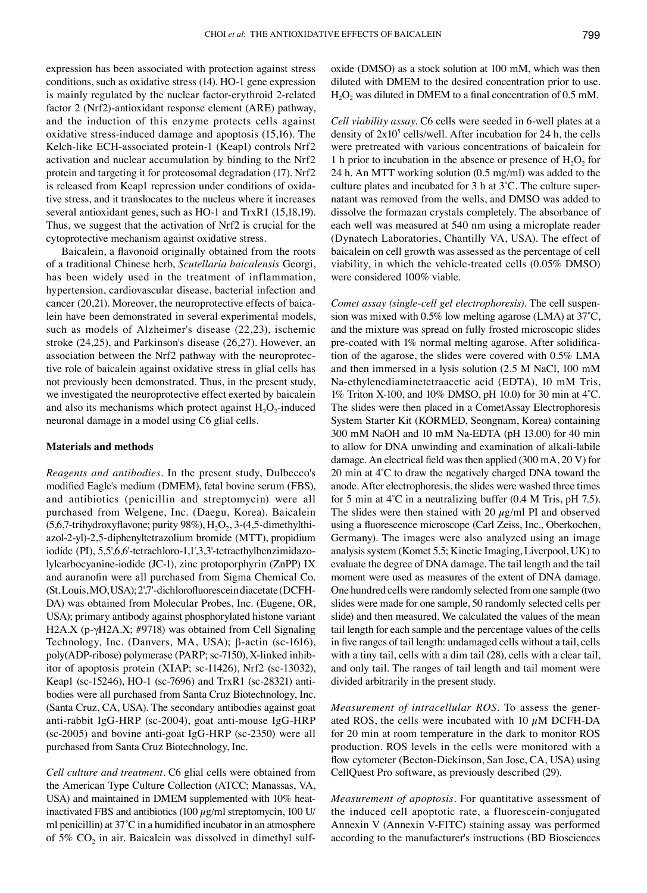expression has been associated with protection against stress conditions, such as oxidative stress (14). HO-1 gene expression is mainly regulated by the nuclear factor-erythroid 2-related factor 2 (Nrf2)-antioxidant response element (ARE) pathway, and the induction of this enzyme protects cells against oxidative stress-induced damage and apoptosis (15,16). The Kelch-like ECH-associated protein-1 (Keap1) controls Nrf2 activation and nuclear accumulation by binding to the Nrf2 protein and targeting it for proteosomal degradation (17). Nrf2 is released from Keap1 repression under conditions of oxidative stress, and it translocates to the nucleus where it increases several antioxidant genes, such as HO-1 and TrxR1 (15,18,19). Thus, we suggest that the activation of Nrf2 is crucial for the cytoprotective mechanism against oxidative stress.

Baicalein, a flavonoid originally obtained from the roots of a traditional Chinese herb, *Scutellaria baicalensis* Georgi, has been widely used in the treatment of inflammation, hypertension, cardiovascular disease, bacterial infection and cancer (20,21). Moreover, the neuroprotective effects of baicalein have been demonstrated in several experimental models, such as models of Alzheimer's disease (22,23), ischemic stroke (24,25), and Parkinson's disease (26,27). However, an association between the Nrf2 pathway with the neuroprotective role of baicalein against oxidative stress in glial cells has not previously been demonstrated. Thus, in the present study, we investigated the neuroprotective effect exerted by baicalein and also its mechanisms which protect against $H_2O_2$-induced neuronal damage in a model using C6 glial cells.

## Materials and methods

*Reagents and antibodies*. In the present study, Dulbecco's modified Eagle's medium (DMEM), fetal bovine serum (FBS), and antibiotics (penicillin and streptomycin) were all purchased from Welgene, Inc. (Daegu, Korea). Baicalein (5,6,7-trihydroxyflavone; purity 98%), $H_2O_2$, 3-(4,5-dimethylthiazol-2-yl)-2,5-diphenyltetrazolium bromide (MTT), propidium iodide (PI), 5,5',6,6'-tetrachloro-1,1',3,3'-tetraethylbenzimidazolylcarbocyanine-iodide (JC-1), zinc protoporphyrin (ZnPP) IX and auranofin were all purchased from Sigma Chemical Co. (St. Louis, MO, USA); 2',7'-dichlorofluorescein diacetate (DCFH-DA) was obtained from Molecular Probes, Inc. (Eugene, OR, USA); primary antibody against phosphorylated histone variant H2A.X (p-γH2A.X; #9718) was obtained from Cell Signaling Technology, Inc. (Danvers, MA, USA); β-actin (sc-1616), poly(ADP-ribose) polymerase (PARP; sc-7150), X-linked inhibitor of apoptosis protein (XIAP; sc-11426), Nrf2 (sc-13032), Keap1 (sc-15246), HO-1 (sc-7696) and TrxR1 (sc-28321) antibodies were all purchased from Santa Cruz Biotechnology, Inc. (Santa Cruz, CA, USA). The secondary antibodies against goat anti-rabbit IgG-HRP (sc-2004), goat anti-mouse IgG-HRP (sc-2005) and bovine anti-goat IgG-HRP (sc-2350) were all purchased from Santa Cruz Biotechnology, Inc.

*Cell culture and treatment*. C6 glial cells were obtained from the American Type Culture Collection (ATCC; Manassas, VA, USA) and maintained in DMEM supplemented with 10% heat-inactivated FBS and antibiotics (100 µg/ml streptomycin, 100 U/ml penicillin) at 37˚C in a humidified incubator in an atmosphere of 5% $CO_2$ in air. Baicalein was dissolved in dimethyl sulfoxide (DMSO) as a stock solution at 100 mM, which was then diluted with DMEM to the desired concentration prior to use. $H_2O_2$ was diluted in DMEM to a final concentration of 0.5 mM.

*Cell viability assay*. C6 cells were seeded in 6-well plates at a density of $2x10^5$ cells/well. After incubation for 24 h, the cells were pretreated with various concentrations of baicalein for 1 h prior to incubation in the absence or presence of $H_2O_2$ for 24 h. An MTT working solution (0.5 mg/ml) was added to the culture plates and incubated for 3 h at 3˚C. The culture supernatant was removed from the wells, and DMSO was added to dissolve the formazan crystals completely. The absorbance of each well was measured at 540 nm using a microplate reader (Dynatech Laboratories, Chantilly VA, USA). The effect of baicalein on cell growth was assessed as the percentage of cell viability, in which the vehicle-treated cells (0.05% DMSO) were considered 100% viable.

*Comet assay (single-cell gel electrophoresis)*. The cell suspension was mixed with 0.5% low melting agarose (LMA) at 37˚C, and the mixture was spread on fully frosted microscopic slides pre-coated with 1% normal melting agarose. After solidification of the agarose, the slides were covered with 0.5% LMA and then immersed in a lysis solution (2.5 M NaCl, 100 mM Na-ethylenediaminetetraacetic acid (EDTA), 10 mM Tris, 1% Triton X-100, and 10% DMSO, pH 10.0) for 30 min at 4˚C. The slides were then placed in a CometAssay Electrophoresis System Starter Kit (KORMED, Seongnam, Korea) containing 300 mM NaOH and 10 mM Na-EDTA (pH 13.00) for 40 min to allow for DNA unwinding and examination of alkali-labile damage. An electrical field was then applied (300 mA, 20 V) for 20 min at 4˚C to draw the negatively charged DNA toward the anode. After electrophoresis, the slides were washed three times for 5 min at 4˚C in a neutralizing buffer (0.4 M Tris, pH 7.5). The slides were then stained with 20 µg/ml PI and observed using a fluorescence microscope (Carl Zeiss, Inc., Oberkochen, Germany). The images were also analyzed using an image analysis system (Komet 5.5; Kinetic Imaging, Liverpool, UK) to evaluate the degree of DNA damage. The tail length and the tail moment were used as measures of the extent of DNA damage. One hundred cells were randomly selected from one sample (two slides were made for one sample, 50 randomly selected cells per slide) and then measured. We calculated the values of the mean tail length for each sample and the percentage values of the cells in five ranges of tail length: undamaged cells without a tail, cells with a tiny tail, cells with a dim tail (28), cells with a clear tail, and only tail. The ranges of tail length and tail moment were divided arbitrarily in the present study.

*Measurement of intracellular ROS*. To assess the generated ROS, the cells were incubated with 10 µM DCFH-DA for 20 min at room temperature in the dark to monitor ROS production. ROS levels in the cells were monitored with a flow cytometer (Becton-Dickinson, San Jose, CA, USA) using CellQuest Pro software, as previously described (29).

*Measurement of apoptosis*. For quantitative assessment of the induced cell apoptotic rate, a fluorescein-conjugated Annexin V (Annexin V-FITC) staining assay was performed according to the manufacturer's instructions (BD Biosciences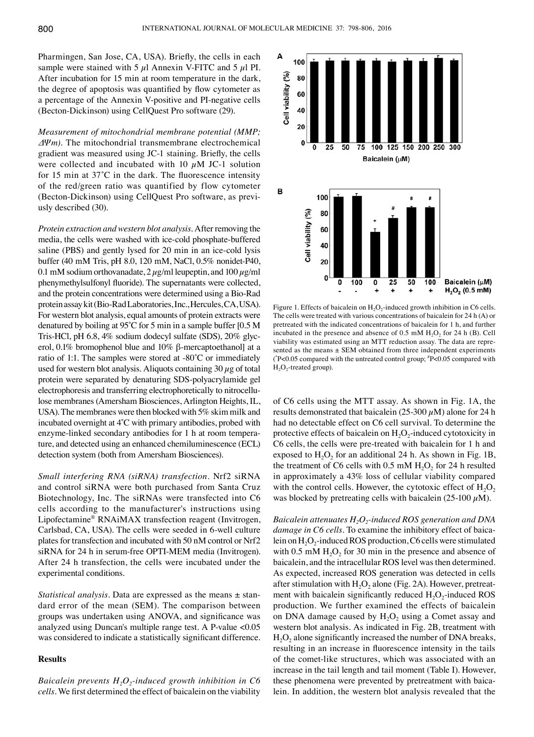Pharmingen, San Jose, CA, USA). Briefly, the cells in each sample were stained with 5 µl Annexin V-FITC and 5 µl PI. After incubation for 15 min at room temperature in the dark, the degree of apoptosis was quantified by flow cytometer as a percentage of the Annexin V-positive and PI-negative cells (Becton-Dickinson) using CellQuest Pro software (29).

*Measurement of mitochondrial membrane potential (MMP; ΔΨm).* The mitochondrial transmembrane electrochemical gradient was measured using JC-1 staining. Briefly, the cells were collected and incubated with 10 µM JC-1 solution for 15 min at 37˚C in the dark. The fluorescence intensity of the red/green ratio was quantified by flow cytometer (Becton-Dickinson) using CellQuest Pro software, as previously described (30).

*Protein extraction and western blot analysis.* After removing the media, the cells were washed with ice-cold phosphate-buffered saline (PBS) and gently lysed for 20 min in an ice-cold lysis buffer (40 mM Tris, pH 8.0, 120 mM, NaCl, 0.5% nonidet-P40, 0.1 mM sodium orthovanadate, 2 µg/ml leupeptin, and 100 µg/ml phenymethylsulfonyl fluoride). The supernatants were collected, and the protein concentrations were determined using a Bio-Rad protein assay kit (Bio-Rad Laboratories, Inc., Hercules, CA, USA). For western blot analysis, equal amounts of protein extracts were denatured by boiling at 95˚C for 5 min in a sample buffer [0.5 M Tris-HCl, pH 6.8, 4% sodium dodecyl sulfate (SDS), 20% glycerol, 0.1% bromophenol blue and 10% β-mercaptoethanol] at a ratio of 1:1. The samples were stored at -80˚C or immediately used for western blot analysis. Aliquots containing 30 µg of total protein were separated by denaturing SDS-polyacrylamide gel electrophoresis and transferring electrophoretically to nitrocellulose membranes (Amersham Biosciences, Arlington Heights, IL, USA). The membranes were then blocked with 5% skim milk and incubated overnight at 4˚C with primary antibodies, probed with enzyme-linked secondary antibodies for 1 h at room temperature, and detected using an enhanced chemiluminescence (ECL) detection system (both from Amersham Biosciences).

*Small interfering RNA (siRNA) transfection.* Nrf2 siRNA and control siRNA were both purchased from Santa Cruz Biotechnology, Inc. The siRNAs were transfected into C6 cells according to the manufacturer's instructions using Lipofectamine® RNAiMAX transfection reagent (Invitrogen, Carlsbad, CA, USA). The cells were seeded in 6-well culture plates for transfection and incubated with 50 nM control or Nrf2 siRNA for 24 h in serum-free OPTI-MEM media (Invitrogen). After 24 h transfection, the cells were incubated under the experimental conditions.

*Statistical analysis.* Data are expressed as the means ± standard error of the mean (SEM). The comparison between groups was undertaken using ANOVA, and significance was analyzed using Duncan's multiple range test. A P-value <0.05 was considered to indicate a statistically significant difference.

## Results

*Baicalein prevents $H_2O_2$-induced growth inhibition in C6 cells.* We first determined the effect of baicalein on the viability of C6 cells using the MTT assay. As shown in Fig. 1A, the results demonstrated that baicalein (25-300 µM) alone for 24 h had no detectable effect on C6 cell survival. To determine the protective effects of baicalein on $H_2O_2$-induced cytotoxicity in C6 cells, the cells were pre-treated with baicalein for 1 h and exposed to $H_2O_2$ for an additional 24 h. As shown in Fig. 1B, the treatment of C6 cells with 0.5 mM $H_2O_2$ for 24 h resulted in approximately a 43% loss of cellular viability compared with the control cells. However, the cytotoxic effect of $H_2O_2$ was blocked by pretreating cells with baicalein (25-100 µM).

Figure 1. Effects of baicalein on $H_2O_2$-induced growth inhibition in C6 cells. The cells were treated with various concentrations of baicalein for 24 h (A) or pretreated with the indicated concentrations of baicalein for 1 h, and further incubated in the presence and absence of 0.5 mM $H_2O_2$ for 24 h (B). Cell viability was estimated using an MTT reduction assay. The data are represented as the means ± SEM obtained from three independent experiments (*P<0.05 compared with the untreated control group; #P<0.05 compared with $H_2O_2$-treated group).

*Baicalein attenuates $H_2O_2$-induced ROS generation and DNA damage in C6 cells.* To examine the inhibitory effect of baicalein on $H_2O_2$-induced ROS production, C6 cells were stimulated with 0.5 mM $H_2O_2$ for 30 min in the presence and absence of baicalein, and the intracellular ROS level was then determined. As expected, increased ROS generation was detected in cells after stimulation with $H_2O_2$ alone (Fig. 2A). However, pretreatment with baicalein significantly reduced $H_2O_2$-induced ROS production. We further examined the effects of baicalein on DNA damage caused by $H_2O_2$ using a Comet assay and western blot analysis. As indicated in Fig. 2B, treatment with $H_2O_2$ alone significantly increased the number of DNA breaks, resulting in an increase in fluorescence intensity in the tails of the comet-like structures, which was associated with an increase in the tail length and tail moment (Table I). However, these phenomena were prevented by pretreatment with baicalein. In addition, the western blot analysis revealed that the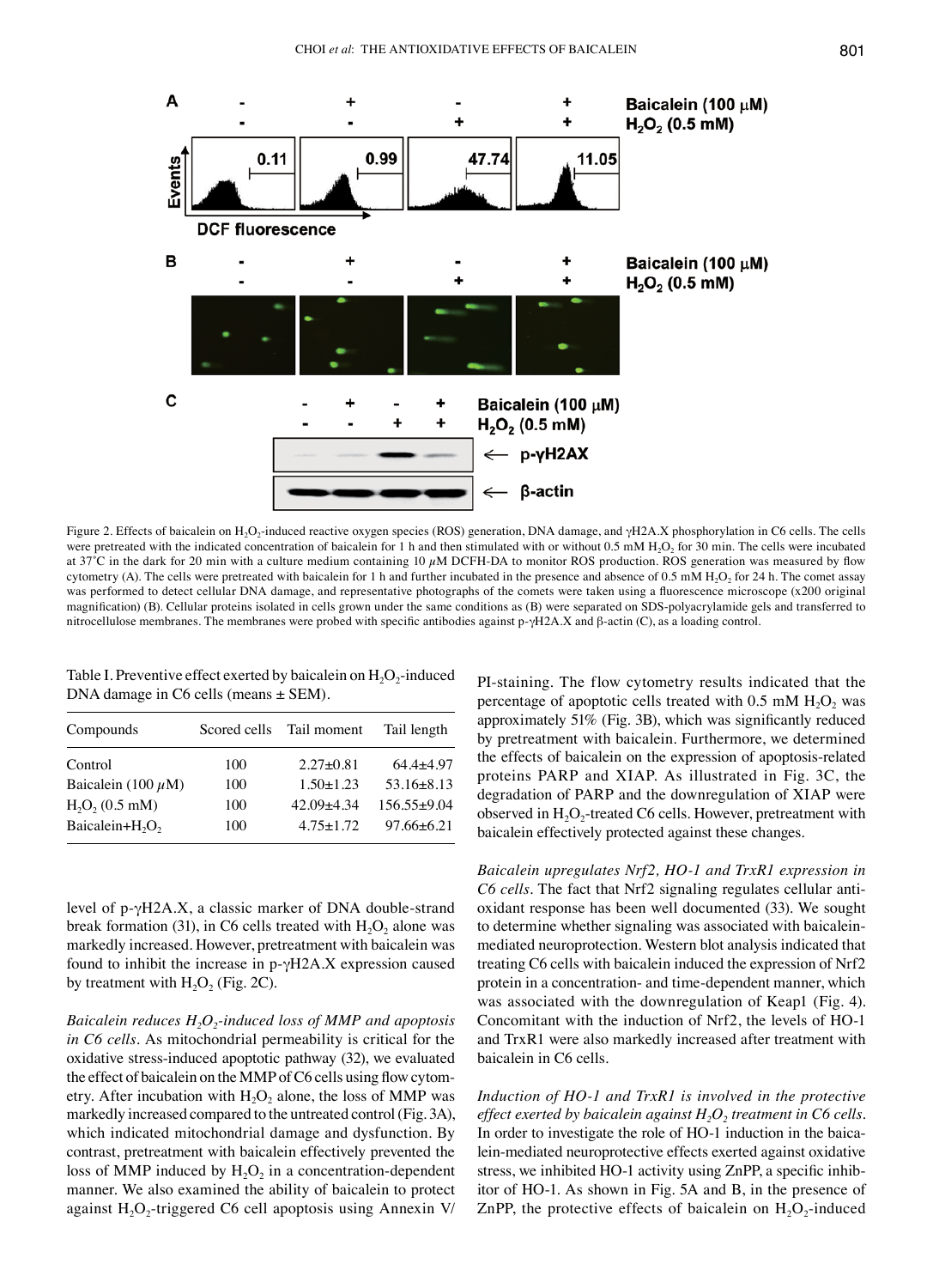Figure 2. Effects of baicalein on $H_2O_2$-induced reactive oxygen species (ROS) generation, DNA damage, and γH2A.X phosphorylation in C6 cells. The cells were pretreated with the indicated concentration of baicalein for 1 h and then stimulated with or without 0.5 mM $H_2O_2$ for 30 min. The cells were incubated at 37˚C in the dark for 20 min with a culture medium containing 10 $\mu$M DCFH-DA to monitor ROS production. ROS generation was measured by flow cytometry (A). The cells were pretreated with baicalein for 1 h and further incubated in the presence and absence of 0.5 mM $H_2O_2$ for 24 h. The comet assay was performed to detect cellular DNA damage, and representative photographs of the comets were taken using a fluorescence microscope (x200 original magnification) (B). Cellular proteins isolated in cells grown under the same conditions as (B) were separated on SDS-polyacrylamide gels and transferred to nitrocellulose membranes. The membranes were probed with specific antibodies against p-γH2A.X and β-actin (C), as a loading control.

Table I. Preventive effect exerted by baicalein on $H_2O_2$-induced DNA damage in C6 cells (means ± SEM).

| Compounds | Scored cells | Tail moment | Tail length |
|---|---|---|---|
| Control | 100 | 2.27±0.81 | 64.4±4.97 |
| Baicalein (100 $\mu$M) | 100 | 1.50±1.23 | 53.16±8.13 |
| $H_2O_2$ (0.5 mM) | 100 | 42.09±4.34 | 156.55±9.04 |
| Baicalein+$H_2O_2$ | 100 | 4.75±1.72 | 97.66±6.21 |

level of p-γH2A.X, a classic marker of DNA double-strand break formation (31), in C6 cells treated with $H_2O_2$ alone was markedly increased. However, pretreatment with baicalein was found to inhibit the increase in p-γH2A.X expression caused by treatment with $H_2O_2$ (Fig. 2C).

*Baicalein reduces $H_2O_2$-induced loss of MMP and apoptosis in C6 cells.* As mitochondrial permeability is critical for the oxidative stress-induced apoptotic pathway (32), we evaluated the effect of baicalein on the MMP of C6 cells using flow cytometry. After incubation with $H_2O_2$ alone, the loss of MMP was markedly increased compared to the untreated control (Fig. 3A), which indicated mitochondrial damage and dysfunction. By contrast, pretreatment with baicalein effectively prevented the loss of MMP induced by $H_2O_2$ in a concentration-dependent manner. We also examined the ability of baicalein to protect against $H_2O_2$-triggered C6 cell apoptosis using Annexin V/PI-staining. The flow cytometry results indicated that the percentage of apoptotic cells treated with 0.5 mM $H_2O_2$ was approximately 51% (Fig. 3B), which was significantly reduced by pretreatment with baicalein. Furthermore, we determined the effects of baicalein on the expression of apoptosis-related proteins PARP and XIAP. As illustrated in Fig. 3C, the degradation of PARP and the downregulation of XIAP were observed in $H_2O_2$-treated C6 cells. However, pretreatment with baicalein effectively protected against these changes.

*Baicalein upregulates Nrf2, HO-1 and TrxR1 expression in C6 cells.* The fact that Nrf2 signaling regulates cellular antioxidant response has been well documented (33). We sought to determine whether signaling was associated with baicalein-mediated neuroprotection. Western blot analysis indicated that treating C6 cells with baicalein induced the expression of Nrf2 protein in a concentration- and time-dependent manner, which was associated with the downregulation of Keap1 (Fig. 4). Concomitant with the induction of Nrf2, the levels of HO-1 and TrxR1 were also markedly increased after treatment with baicalein in C6 cells.

*Induction of HO-1 and TrxR1 is involved in the protective effect exerted by baicalein against $H_2O_2$ treatment in C6 cells.* In order to investigate the role of HO-1 induction in the baicalein-mediated neuroprotective effects exerted against oxidative stress, we inhibited HO-1 activity using ZnPP, a specific inhibitor of HO-1. As shown in Fig. 5A and B, in the presence of ZnPP, the protective effects of baicalein on $H_2O_2$-induced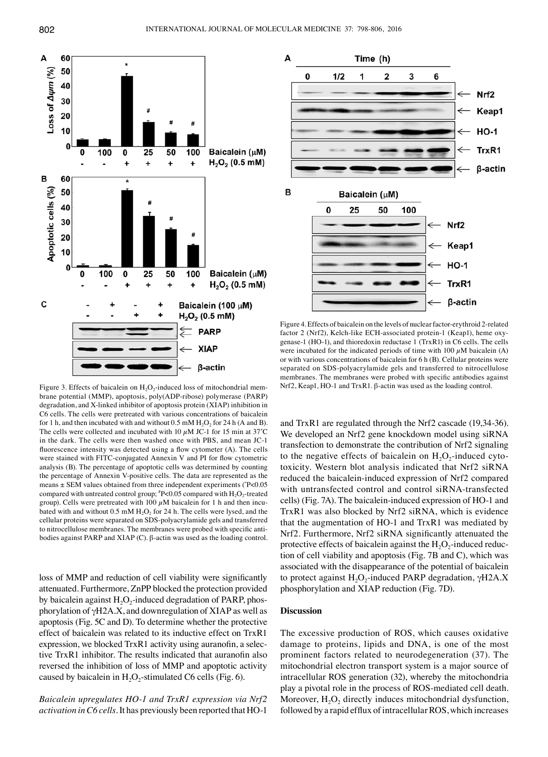Figure 3. Effects of baicalein on $H_2O_2$-induced loss of mitochondrial membrane potential (MMP), apoptosis, poly(ADP-ribose) polymerase (PARP) degradation, and X-linked inhibitor of apoptosis protein (XIAP) inhibition in C6 cells. The cells were pretreated with various concentrations of baicalein for 1 h, and then incubated with and without 0.5 mM $H_2O_2$ for 24 h (A and B). The cells were collected and incubated with 10 $\mu$M JC-1 for 15 min at 37˚C in the dark. The cells were then washed once with PBS, and mean JC-1 fluorescence intensity was detected using a flow cytometer (A). The cells were stained with FITC-conjugated Annexin V and PI for flow cytometric analysis (B). The percentage of apoptotic cells was determined by counting the percentage of Annexin V-positive cells. The data are represented as the means ± SEM values obtained from three independent experiments ($^*$P<0.05 compared with untreated control group; $^\#$P<0.05 compared with $H_2O_2$-treated group). Cells were pretreated with 100 $\mu$M baicalein for 1 h and then incubated with and without 0.5 mM $H_2O_2$ for 24 h. The cells were lysed, and the cellular proteins were separated on SDS-polyacrylamide gels and transferred to nitrocellulose membranes. The membranes were probed with specific antibodies against PARP and XIAP (C). β-actin was used as the loading control.

Figure 4. Effects of baicalein on the levels of nuclear factor-erythroid 2-related factor 2 (Nrf2), Kelch-like ECH-associated protein-1 (Keap1), heme oxygenase-1 (HO-1), and thioredoxin reductase 1 (TrxR1) in C6 cells. The cells were incubated for the indicated periods of time with 100 $\mu$M baicalein (A) or with various concentrations of baicalein for 6 h (B). Cellular proteins were separated on SDS-polyacrylamide gels and transferred to nitrocellulose membranes. The membranes were probed with specific antibodies against Nrf2, Keap1, HO-1 and TrxR1. β-actin was used as the loading control.

loss of MMP and reduction of cell viability were significantly attenuated. Furthermore, ZnPP blocked the protection provided by baicalein against $H_2O_2$-induced degradation of PARP, phosphorylation of γH2A.X, and downregulation of XIAP as well as apoptosis (Fig. 5C and D). To determine whether the protective effect of baicalein was related to its inductive effect on TrxR1 expression, we blocked TrxR1 activity using auranofin, a selective TrxR1 inhibitor. The results indicated that auranofin also reversed the inhibition of loss of MMP and apoptotic activity caused by baicalein in $H_2O_2$-stimulated C6 cells (Fig. 6).

*Baicalein upregulates HO-1 and TrxR1 expression via Nrf2 activation in C6 cells.* It has previously been reported that HO-1 and TrxR1 are regulated through the Nrf2 cascade (19,34-36). We developed an Nrf2 gene knockdown model using siRNA transfection to demonstrate the contribution of Nrf2 signaling to the negative effects of baicalein on $H_2O_2$-induced cytotoxicity. Western blot analysis indicated that Nrf2 siRNA reduced the baicalein-induced expression of Nrf2 compared with untransfected control and control siRNA-transfected cells) (Fig. 7A). The baicalein-induced expression of HO-1 and TrxR1 was also blocked by Nrf2 siRNA, which is evidence that the augmentation of HO-1 and TrxR1 was mediated by Nrf2. Furthermore, Nrf2 siRNA significantly attenuated the protective effects of baicalein against the $H_2O_2$-induced reduction of cell viability and apoptosis (Fig. 7B and C), which was associated with the disappearance of the potential of baicalein to protect against $H_2O_2$-induced PARP degradation, γH2A.X phosphorylation and XIAP reduction (Fig. 7D).

## Discussion

The excessive production of ROS, which causes oxidative damage to proteins, lipids and DNA, is one of the most prominent factors related to neurodegeneration (37). The mitochondrial electron transport system is a major source of intracellular ROS generation (32), whereby the mitochondria play a pivotal role in the process of ROS-mediated cell death. Moreover, $H_2O_2$ directly induces mitochondrial dysfunction, followed by a rapid efflux of intracellular ROS, which increases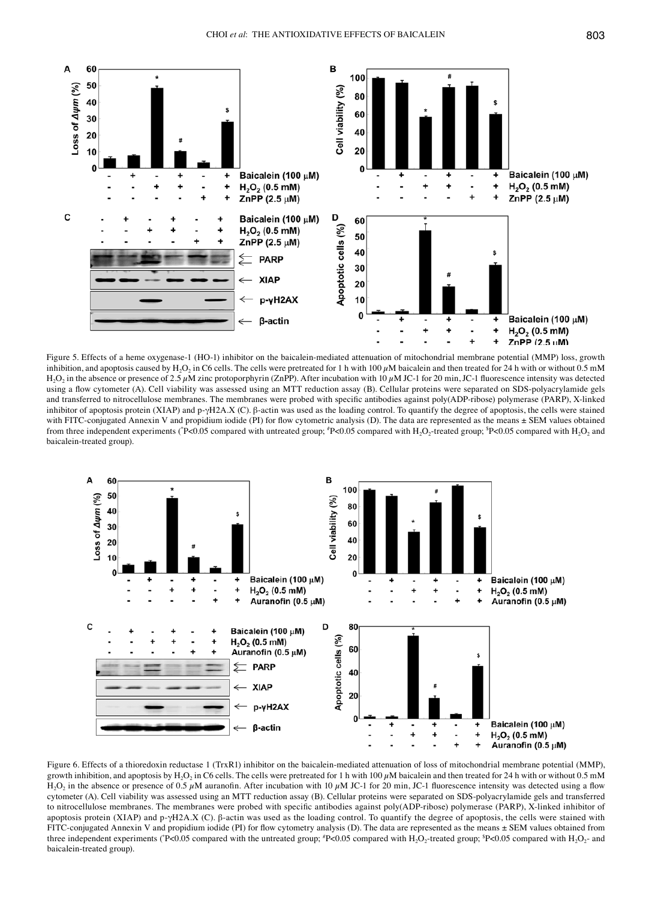Figure 5. Effects of a heme oxygenase-1 (HO-1) inhibitor on the baicalein-mediated attenuation of mitochondrial membrane potential (MMP) loss, growth inhibition, and apoptosis caused by $H_2O_2$ in C6 cells. The cells were pretreated for 1 h with 100 $\mu$M baicalein and then treated for 24 h with or without 0.5 mM $H_2O_2$ in the absence or presence of 2.5 $\mu$M zinc protoporphyrin (ZnPP). After incubation with 10 $\mu$M JC-1 for 20 min, JC-1 fluorescence intensity was detected using a flow cytometer (A). Cell viability was assessed using an MTT reduction assay (B). Cellular proteins were separated on SDS-polyacrylamide gels and transferred to nitrocellulose membranes. The membranes were probed with specific antibodies against poly(ADP-ribose) polymerase (PARP), X-linked inhibitor of apoptosis protein (XIAP) and p-γH2A.X (C). β-actin was used as the loading control. To quantify the degree of apoptosis, the cells were stained with FITC-conjugated Annexin V and propidium iodide (PI) for flow cytometric analysis (D). The data are represented as the means ± SEM values obtained from three independent experiments (*P<0.05 compared with untreated group; #P<0.05 compared with $H_2O_2$-treated group; $P<0.05 compared with $H_2O_2$ and baicalein-treated group).

Figure 6. Effects of a thioredoxin reductase 1 (TrxR1) inhibitor on the baicalein-mediated attenuation of loss of mitochondrial membrane potential (MMP), growth inhibition, and apoptosis by $H_2O_2$ in C6 cells. The cells were pretreated for 1 h with 100 $\mu$M baicalein and then treated for 24 h with or without 0.5 mM $H_2O_2$ in the absence or presence of 0.5 $\mu$M auranofin. After incubation with 10 $\mu$M JC-1 for 20 min, JC-1 fluorescence intensity was detected using a flow cytometer (A). Cell viability was assessed using an MTT reduction assay (B). Cellular proteins were separated on SDS-polyacrylamide gels and transferred to nitrocellulose membranes. The membranes were probed with specific antibodies against poly(ADP-ribose) polymerase (PARP), X-linked inhibitor of apoptosis protein (XIAP) and p-γH2A.X (C). β-actin was used as the loading control. To quantify the degree of apoptosis, the cells were stained with FITC-conjugated Annexin V and propidium iodide (PI) for flow cytometry analysis (D). The data are represented as the means ± SEM values obtained from three independent experiments (*P<0.05 compared with the untreated group; #P<0.05 compared with $H_2O_2$-treated group; $P<0.05 compared with $H_2O_2$- and baicalein-treated group).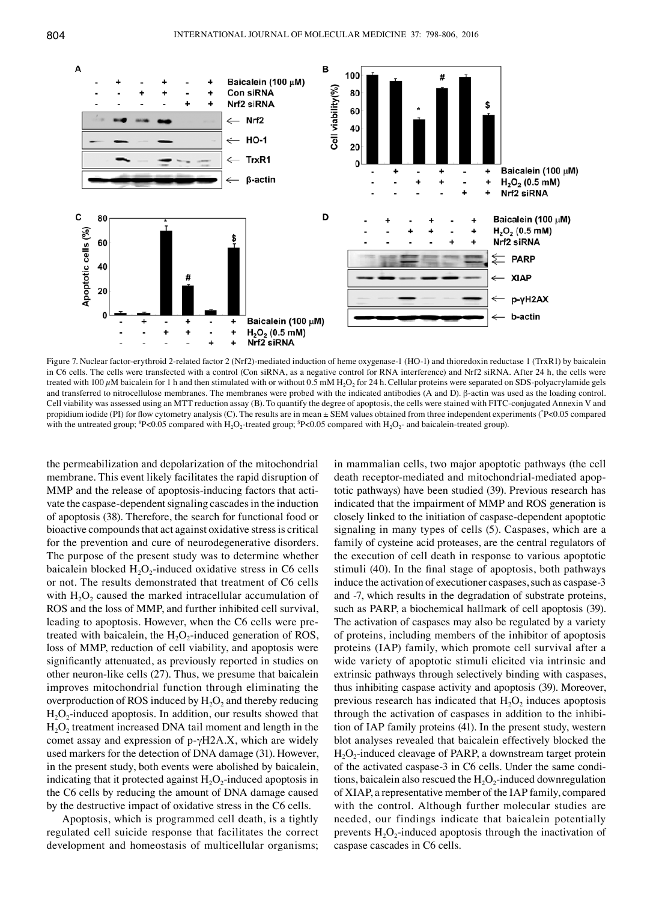Figure 7. Nuclear factor-erythroid 2-related factor 2 (Nrf2)-mediated induction of heme oxygenase-1 (HO-1) and thioredoxin reductase 1 (TrxR1) by baicalein in C6 cells. The cells were transfected with a control (Con siRNA, as a negative control for RNA interference) and Nrf2 siRNA. After 24 h, the cells were treated with 100 $\mu$M baicalein for 1 h and then stimulated with or without 0.5 mM $H_2O_2$ for 24 h. Cellular proteins were separated on SDS-polyacrylamide gels and transferred to nitrocellulose membranes. The membranes were probed with the indicated antibodies (A and D). β-actin was used as the loading control. Cell viability was assessed using an MTT reduction assay (B). To quantify the degree of apoptosis, the cells were stained with FITC-conjugated Annexin V and propidium iodide (PI) for flow cytometry analysis (C). The results are in mean ± SEM values obtained from three independent experiments ($^*P<0.05$ compared with the untreated group; $^{\#}P<0.05$ compared with $H_2O_2$-treated group; $^{\$}P<0.05$ compared with $H_2O_2$- and baicalein-treated group).

the permeabilization and depolarization of the mitochondrial membrane. This event likely facilitates the rapid disruption of MMP and the release of apoptosis-inducing factors that activate the caspase-dependent signaling cascades in the induction of apoptosis (38). Therefore, the search for functional food or bioactive compounds that act against oxidative stress is critical for the prevention and cure of neurodegenerative disorders. The purpose of the present study was to determine whether baicalein blocked $H_2O_2$-induced oxidative stress in C6 cells or not. The results demonstrated that treatment of C6 cells with $H_2O_2$ caused the marked intracellular accumulation of ROS and the loss of MMP, and further inhibited cell survival, leading to apoptosis. However, when the C6 cells were pretreated with baicalein, the $H_2O_2$-induced generation of ROS, loss of MMP, reduction of cell viability, and apoptosis were significantly attenuated, as previously reported in studies on other neuron-like cells (27). Thus, we presume that baicalein improves mitochondrial function through eliminating the overproduction of ROS induced by $H_2O_2$ and thereby reducing $H_2O_2$-induced apoptosis. In addition, our results showed that $H_2O_2$ treatment increased DNA tail moment and length in the comet assay and expression of p-γH2A.X, which are widely used markers for the detection of DNA damage (31). However, in the present study, both events were abolished by baicalein, indicating that it protected against $H_2O_2$-induced apoptosis in the C6 cells by reducing the amount of DNA damage caused by the destructive impact of oxidative stress in the C6 cells.

Apoptosis, which is programmed cell death, is a tightly regulated cell suicide response that facilitates the correct development and homeostasis of multicellular organisms; in mammalian cells, two major apoptotic pathways (the cell death receptor-mediated and mitochondrial-mediated apoptotic pathways) have been studied (39). Previous research has indicated that the impairment of MMP and ROS generation is closely linked to the initiation of caspase-dependent apoptotic signaling in many types of cells (5). Caspases, which are a family of cysteine acid proteases, are the central regulators of the execution of cell death in response to various apoptotic stimuli (40). In the final stage of apoptosis, both pathways induce the activation of executioner caspases, such as caspase-3 and -7, which results in the degradation of substrate proteins, such as PARP, a biochemical hallmark of cell apoptosis (39). The activation of caspases may also be regulated by a variety of proteins, including members of the inhibitor of apoptosis proteins (IAP) family, which promote cell survival after a wide variety of apoptotic stimuli elicited via intrinsic and extrinsic pathways through selectively binding with caspases, thus inhibiting caspase activity and apoptosis (39). Moreover, previous research has indicated that $H_2O_2$ induces apoptosis through the activation of caspases in addition to the inhibition of IAP family proteins (41). In the present study, western blot analyses revealed that baicalein effectively blocked the $H_2O_2$-induced cleavage of PARP, a downstream target protein of the activated caspase-3 in C6 cells. Under the same conditions, baicalein also rescued the $H_2O_2$-induced downregulation of XIAP, a representative member of the IAP family, compared with the control. Although further molecular studies are needed, our findings indicate that baicalein potentially prevents $H_2O_2$-induced apoptosis through the inactivation of caspase cascades in C6 cells.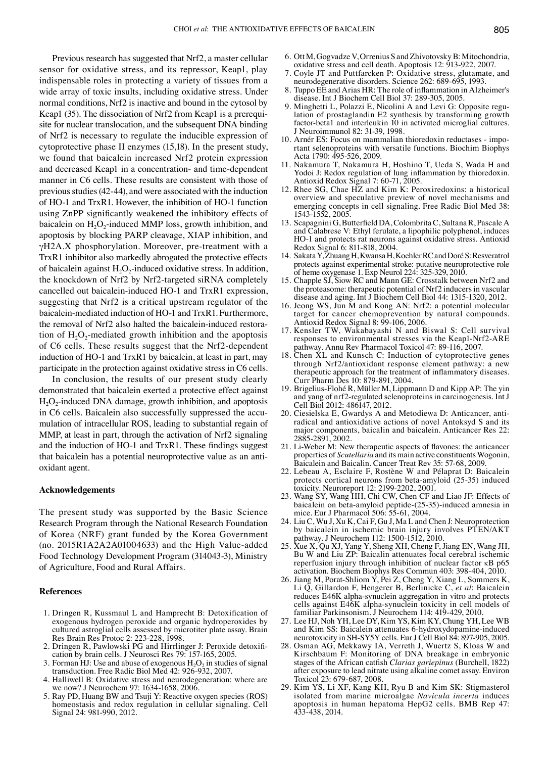Previous research has suggested that Nrf2, a master cellular sensor for oxidative stress, and its repressor, Keap1, play indispensable roles in protecting a variety of tissues from a wide array of toxic insults, including oxidative stress. Under normal conditions, Nrf2 is inactive and bound in the cytosol by Keap1 (35). The dissociation of Nrf2 from Keap1 is a prerequisite for nuclear translocation, and the subsequent DNA binding of Nrf2 is necessary to regulate the inducible expression of cytoprotective phase II enzymes (15,18). In the present study, we found that baicalein increased Nrf2 protein expression and decreased Keap1 in a concentration- and time-dependent manner in C6 cells. These results are consistent with those of previous studies (42-44), and were associated with the induction of HO-1 and TrxR1. However, the inhibition of HO-1 function using ZnPP significantly weakened the inhibitory effects of baicalein on $H_2O_2$-induced MMP loss, growth inhibition, and apoptosis by blocking PARP cleavage, XIAP inhibition, and γH2A.X phosphorylation. Moreover, pre-treatment with a TrxR1 inhibitor also markedly abrogated the protective effects of baicalein against $H_2O_2$-induced oxidative stress. In addition, the knockdown of Nrf2 by Nrf2-targeted siRNA completely cancelled out baicalein-induced HO-1 and TrxR1 expression, suggesting that Nrf2 is a critical upstream regulator of the baicalein-mediated induction of HO-1 and TrxR1. Furthermore, the removal of Nrf2 also halted the baicalein-induced restoration of $H_2O_2$-mediated growth inhibition and the apoptosis of C6 cells. These results suggest that the Nrf2-dependent induction of HO-1 and TrxR1 by baicalein, at least in part, may participate in the protection against oxidative stress in C6 cells.

In conclusion, the results of our present study clearly demonstrated that baicalein exerted a protective effect against $H_2O_2$-induced DNA damage, growth inhibition, and apoptosis in C6 cells. Baicalein also successfully suppressed the accumulation of intracellular ROS, leading to substantial regain of MMP, at least in part, through the activation of Nrf2 signaling and the induction of HO-1 and TrxR1. These findings suggest that baicalein has a potential neuroprotective value as an antioxidant agent.

## Acknowledgements

The present study was supported by the Basic Science Research Program through the National Research Foundation of Korea (NRF) grant funded by the Korea Government (no. 2015R1A2A2A01004633) and the High Value-added Food Technology Development Program (314043-3), Ministry of Agriculture, Food and Rural Affairs.

## References

1. Dringen R, Kussmaul L and Hamprecht B: Detoxification of exogenous hydrogen peroxide and organic hydroperoxides by cultured astroglial cells assessed by microtiter plate assay. Brain Res Brain Res Protoc 2: 223-228, 1998.
2. Dringen R, Pawlowski PG and Hirrlinger J: Peroxide detoxification by brain cells. J Neurosci Res 79: 157-165, 2005.
3. Forman HJ: Use and abuse of exogenous $H_2O_2$ in studies of signal transduction. Free Radic Biol Med 42: 926-932, 2007.
4. Halliwell B: Oxidative stress and neurodegeneration: where are we now? J Neurochem 97: 1634-1658, 2006.
5. Ray PD, Huang BW and Tsuji Y: Reactive oxygen species (ROS) homeostasis and redox regulation in cellular signaling. Cell Signal 24: 981-990, 2012.
6. Ott M, Gogvadze V, Orrenius S and Zhivotovsky B: Mitochondria, oxidative stress and cell death. Apoptosis 12: 913-922, 2007.
7. Coyle JT and Puttfarcken P: Oxidative stress, glutamate, and neurodegenerative disorders. Science 262: 689-695, 1993.
8. Tuppo EE and Arias HR: The role of inflammation in Alzheimer's disease. Int J Biochem Cell Biol 37: 289-305, 2005.
9. Minghetti L, Polazzi E, Nicolini A and Levi G: Opposite regulation of prostaglandin E2 synthesis by transforming growth factor-beta1 and interleukin 10 in activated microglial cultures. J Neuroimmunol 82: 31-39, 1998.
10. Arnér ES: Focus on mammalian thioredoxin reductases - important selenoproteins with versatile functions. Biochim Biophys Acta 1790: 495-526, 2009.
11. Nakamura T, Nakamura H, Hoshino T, Ueda S, Wada H and Yodoi J: Redox regulation of lung inflammation by thioredoxin. Antioxid Redox Signal 7: 60-71, 2005.
12. Rhee SG, Chae HZ and Kim K: Peroxiredoxins: a historical overview and speculative preview of novel mechanisms and emerging concepts in cell signaling. Free Radic Biol Med 38: 1543-1552, 2005.
13. Scapagnini G, Butterfield DA, Colombrita C, Sultana R, Pascale A and Calabrese V: Ethyl ferulate, a lipophilic polyphenol, induces HO-1 and protects rat neurons against oxidative stress. Antioxid Redox Signal 6: 811-818, 2004.
14. Sakata Y, Zhuang H, Kwansa H, Koehler RC and Doré S: Resveratrol protects against experimental stroke: putative neuroprotective role of heme oxygenase 1. Exp Neurol 224: 325-329, 2010.
15. Chapple SJ, Siow RC and Mann GE: Crosstalk between Nrf2 and the proteasome: therapeutic potential of Nrf2 inducers in vascular disease and aging. Int J Biochem Cell Biol 44: 1315-1320, 2012.
16. Jeong WS, Jun M and Kong AN: Nrf2: a potential molecular target for cancer chemoprevention by natural compounds. Antioxid Redox Signal 8: 99-106, 2006.
17. Kensler TW, Wakabayashi N and Biswal S: Cell survival responses to environmental stresses via the Keap1-Nrf2-ARE pathway. Annu Rev Pharmacol Toxicol 47: 89-116, 2007.
18. Chen XL and Kunsch C: Induction of cytoprotective genes through Nrf2/antioxidant response element pathway: a new therapeutic approach for the treatment of inflammatory diseases. Curr Pharm Des 10: 879-891, 2004.
19. Brigelius-Flohé R, Müller M, Lippmann D and Kipp AP: The yin and yang of nrf2-regulated selenoproteins in carcinogenesis. Int J Cell Biol 2012: 486147, 2012.
20. Ciesielska E, Gwardys A and Metodiewa D: Anticancer, antiradical and antioxidative actions of novel Antoksyd S and its major components, baicalin and baicalein. Anticancer Res 22: 2885-2891, 2002.
21. Li-Weber M: New therapeutic aspects of flavones: the anticancer properties of *Scutellaria* and its main active constituents Wogonin, Baicalein and Baicalin. Cancer Treat Rev 35: 57-68, 2009.
22. Lebeau A, Esclaire F, Rostène W and Pélaprat D: Baicalein protects cortical neurons from beta-amyloid (25-35) induced toxicity. Neuroreport 12: 2199-2202, 2001.
23. Wang SY, Wang HH, Chi CW, Chen CF and Liao JF: Effects of baicalein on beta-amyloid peptide-(25-35)-induced amnesia in mice. Eur J Pharmacol 506: 55-61, 2004.
24. Liu C, Wu J, Xu K, Cai F, Gu J, Ma L and Chen J: Neuroprotection by baicalein in ischemic brain injury involves PTEN/AKT pathway. J Neurochem 112: 1500-1512, 2010.
25. Xue X, Qu XJ, Yang Y, Sheng XH, Cheng F, Jiang EN, Wang JH, Bu W and Liu ZP: Baicalin attenuates focal cerebral ischemic reperfusion injury through inhibition of nuclear factor κB p65 activation. Biochem Biophys Res Commun 403: 398-404, 2010.
26. Jiang M, Porat-Shliom Y, Pei Z, Cheng Y, Xiang L, Sommers K, Li Q, Gillardon F, Hengerer B, Berlinicke C, *et al*: Baicalein reduces E46K alpha-synuclein aggregation in vitro and protects cells against E46K alpha-synuclein toxicity in cell models of familiar Parkinsonism. J Neurochem 114: 419-429, 2010.
27. Lee HJ, Noh YH, Lee DY, Kim YS, Kim KY, Chung YH, Lee WB and Kim SS: Baicalein attenuates 6-hydroxydopamine-induced neurotoxicity in SH-SY5Y cells. Eur J Cell Biol 84: 897-905, 2005.
28. Osman AG, Mekkawy IA, Verreth J, Wuertz S, Kloas W and Kirschbaum F: Monitoring of DNA breakage in embryonic stages of the African catfish *Clarias gariepinus* (Burchell, 1822) after exposure to lead nitrate using alkaline comet assay. Environ Toxicol 23: 679-687, 2008.
29. Kim YS, Li XF, Kang KH, Ryu B and Kim SK: Stigmasterol isolated from marine microalgae *Navicula incerta* induces apoptosis in human hepatoma HepG2 cells. BMB Rep 47: 433-438, 2014.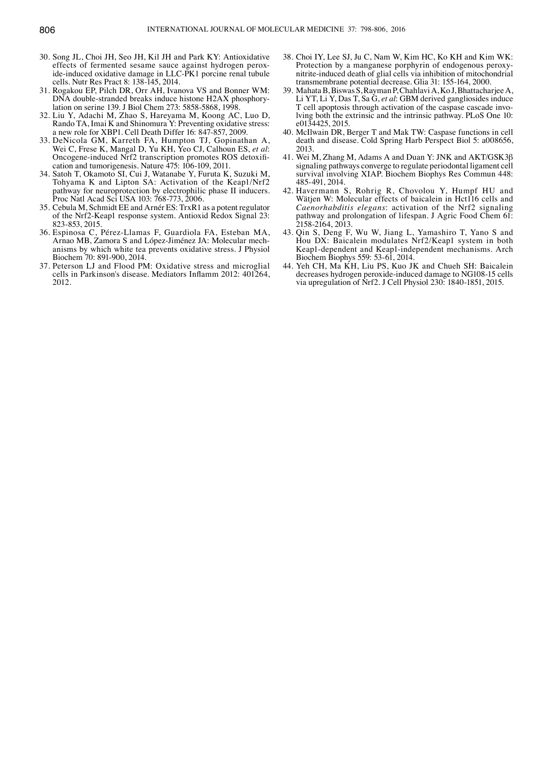30. Song JL, Choi JH, Seo JH, Kil JH and Park KY: Antioxidative effects of fermented sesame sauce against hydrogen peroxide-induced oxidative damage in LLC-PK1 porcine renal tubule cells. Nutr Res Pract 8: 138-145, 2014.
31. Rogakou EP, Pilch DR, Orr AH, Ivanova VS and Bonner WM: DNA double-stranded breaks induce histone H2AX phosphorylation on serine 139. J Biol Chem 273: 5858-5868, 1998.
32. Liu Y, Adachi M, Zhao S, Hareyama M, Koong AC, Luo D, Rando TA, Imai K and Shinomura Y: Preventing oxidative stress: a new role for XBP1. Cell Death Differ 16: 847-857, 2009.
33. DeNicola GM, Karreth FA, Humpton TJ, Gopinathan A, Wei C, Frese K, Mangal D, Yu KH, Yeo CJ, Calhoun ES, *et al*: Oncogene-induced Nrf2 transcription promotes ROS detoxification and tumorigenesis. Nature 475: 106-109, 2011.
34. Satoh T, Okamoto SI, Cui J, Watanabe Y, Furuta K, Suzuki M, Tohyama K and Lipton SA: Activation of the Keap1/Nrf2 pathway for neuroprotection by electrophilic phase II inducers. Proc Natl Acad Sci USA 103: 768-773, 2006.
35. Cebula M, Schmidt EE and Arnér ES: TrxR1 as a potent regulator of the Nrf2-Keap1 response system. Antioxid Redox Signal 23: 823-853, 2015.
36. Espinosa C, Pérez-Llamas F, Guardiola FA, Esteban MA, Arnao MB, Zamora S and López-Jiménez JA: Molecular mechanisms by which white tea prevents oxidative stress. J Physiol Biochem 70: 891-900, 2014.
37. Peterson LJ and Flood PM: Oxidative stress and microglial cells in Parkinson's disease. Mediators Inflamm 2012: 401264, 2012.
38. Choi IY, Lee SJ, Ju C, Nam W, Kim HC, Ko KH and Kim WK: Protection by a manganese porphyrin of endogenous peroxynitrite-induced death of glial cells via inhibition of mitochondrial transmembrane potential decrease. Glia 31: 155-164, 2000.
39. Mahata B, Biswas S, Rayman P, Chahlavi A, Ko J, Bhattacharjee A, Li YT, Li Y, Das T, Sa G, *et al*: GBM derived gangliosides induce T cell apoptosis through activation of the caspase cascade involving both the extrinsic and the intrinsic pathway. PLoS One 10: e0134425, 2015.
40. McIlwain DR, Berger T and Mak TW: Caspase functions in cell death and disease. Cold Spring Harb Perspect Biol 5: a008656, 2013.
41. Wei M, Zhang M, Adams A and Duan Y: JNK and AKT/GSK3β signaling pathways converge to regulate periodontal ligament cell survival involving XIAP. Biochem Biophys Res Commun 448: 485-491, 2014.
42. Havermann S, Rohrig R, Chovolou Y, Humpf HU and Wätjen W: Molecular effects of baicalein in Hct116 cells and *Caenorhabditis elegans*: activation of the Nrf2 signaling pathway and prolongation of lifespan. J Agric Food Chem 61: 2158-2164, 2013.
43. Qin S, Deng F, Wu W, Jiang L, Yamashiro T, Yano S and Hou DX: Baicalein modulates Nrf2/Keap1 system in both Keap1-dependent and Keap1-independent mechanisms. Arch Biochem Biophys 559: 53-61, 2014.
44. Yeh CH, Ma KH, Liu PS, Kuo JK and Chueh SH: Baicalein decreases hydrogen peroxide-induced damage to NG108-15 cells via upregulation of Nrf2. J Cell Physiol 230: 1840-1851, 2015.